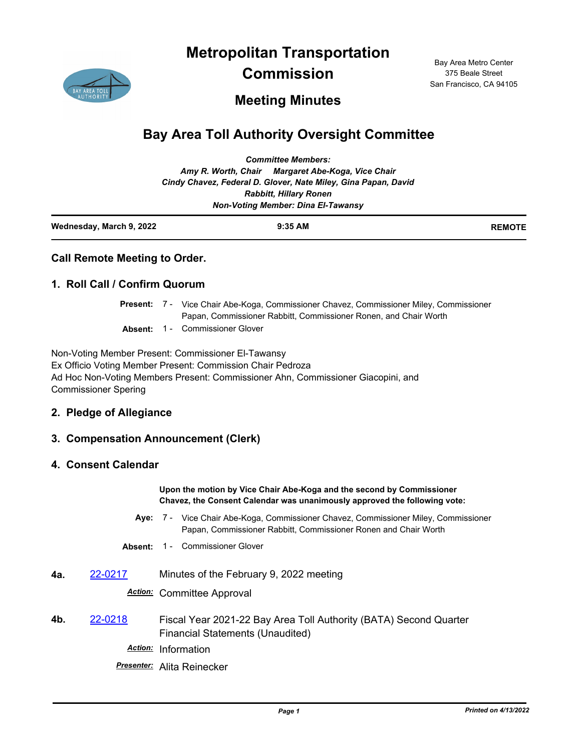# Metropolitan Transportation Commission

## Meeting Minutes

Bay Area Metro Center
375 Beale Street
San Francisco, CA 94105

# Bay Area Toll Authority Oversight Committee

***Committee Members:***
***Amy R. Worth, Chair     Margaret Abe-Koga, Vice Chair***
***Cindy Chavez, Federal D. Glover, Nate Miley, Gina Papan, David Rabbitt, Hillary Ronen***
***Non-Voting Member: Dina El-Tawansy***

| **Wednesday, March 9, 2022** | **9:35 AM** | **REMOTE** |
|---|---|---|

## Call Remote Meeting to Order.

## 1. Roll Call / Confirm Quorum

**Present:** 7 - Vice Chair Abe-Koga, Commissioner Chavez, Commissioner Miley, Commissioner Papan, Commissioner Rabbitt, Commissioner Ronen, and Chair Worth

**Absent:** 1 - Commissioner Glover

Non-Voting Member Present: Commissioner El-Tawansy
Ex Officio Voting Member Present: Commission Chair Pedroza
Ad Hoc Non-Voting Members Present: Commissioner Ahn, Commissioner Giacopini, and Commissioner Spering

## 2. Pledge of Allegiance

## 3. Compensation Announcement (Clerk)

## 4. Consent Calendar

**Upon the motion by Vice Chair Abe-Koga and the second by Commissioner Chavez, the Consent Calendar was unanimously approved the following vote:**

**Aye:** 7 - Vice Chair Abe-Koga, Commissioner Chavez, Commissioner Miley, Commissioner Papan, Commissioner Rabbitt, Commissioner Ronen and Chair Worth

**Absent:** 1 - Commissioner Glover

**4a.** 22-0217 Minutes of the February 9, 2022 meeting

***Action:*** Committee Approval

**4b.** 22-0218 Fiscal Year 2021-22 Bay Area Toll Authority (BATA) Second Quarter Financial Statements (Unaudited)

***Action:*** Information

***Presenter:*** Alita Reinecker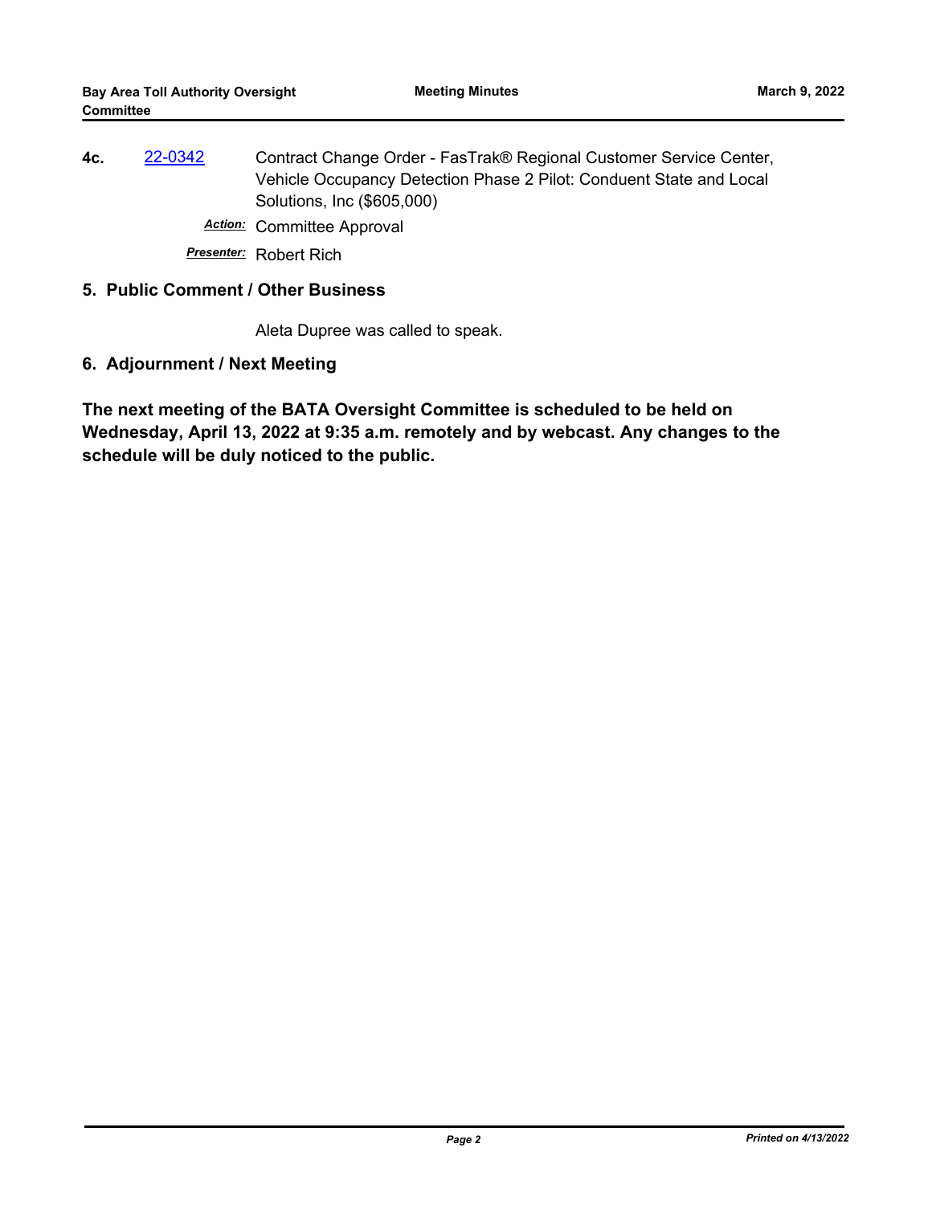**4c.** 22-0342 Contract Change Order - FasTrak® Regional Customer Service Center, Vehicle Occupancy Detection Phase 2 Pilot: Conduent State and Local Solutions, Inc ($605,000)

*Action:* Committee Approval

*Presenter:* Robert Rich

## 5. Public Comment / Other Business

Aleta Dupree was called to speak.

## 6. Adjournment / Next Meeting

**The next meeting of the BATA Oversight Committee is scheduled to be held on Wednesday, April 13, 2022 at 9:35 a.m. remotely and by webcast. Any changes to the schedule will be duly noticed to the public.**